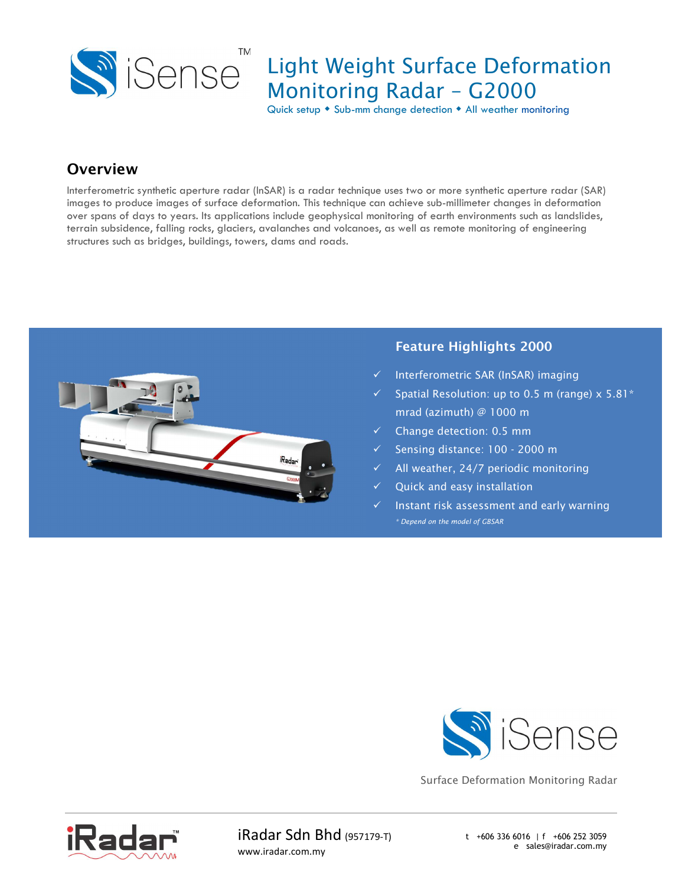# Light Weight Surface Deformation Monitoring Radar – G2000

Quick setup ◆ Sub-mm change detection ◆ All weather monitoring

## Overview

Interferometric synthetic aperture radar (InSAR) is a radar technique uses two or more synthetic aperture radar (SAR) images to produce images of surface deformation. This technique can achieve sub-millimeter changes in deformation over spans of days to years. Its applications include geophysical monitoring of earth environments such as landslides, terrain subsidence, falling rocks, glaciers, avalanches and volcanoes, as well as remote monitoring of engineering structures such as bridges, buildings, towers, dams and roads.

### Feature Highlights 2000

- ✓ Interferometric SAR (InSAR) imaging
- ✓ Spatial Resolution: up to 0.5 m (range) x 5.81* mrad (azimuth) @ 1000 m
- ✓ Change detection: 0.5 mm
- ✓ Sensing distance: 100 - 2000 m
- ✓ All weather, 24/7 periodic monitoring
- ✓ Quick and easy installation
- ✓ Instant risk assessment and early warning

*\* Depend on the model of GBSAR*

iSense

Surface Deformation Monitoring Radar

iRadar Sdn Bhd (957179-T)
www.iradar.com.my

t +606 336 6016 | f +606 252 3059
e sales@iradar.com.my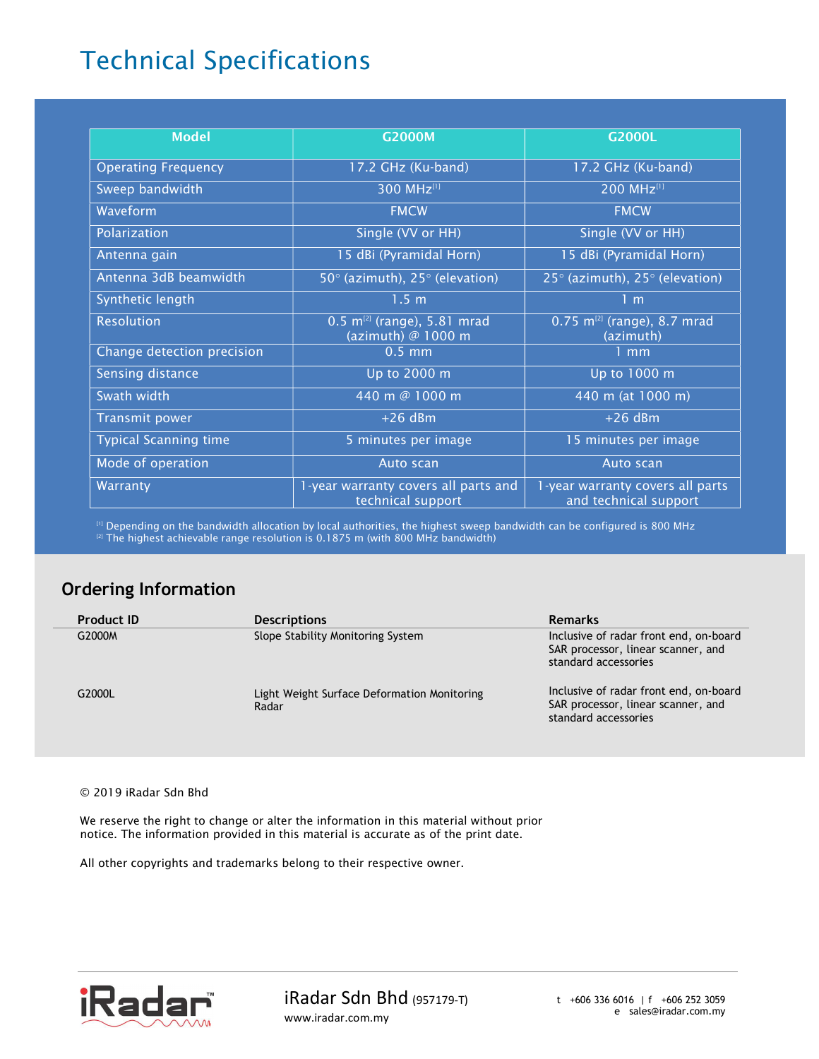# Technical Specifications

| Model | G2000M | G2000L |
|---|---|---|
| Operating Frequency | 17.2 GHz (Ku-band) | 17.2 GHz (Ku-band) |
| Sweep bandwidth | 300 MHz[1] | 200 MHz[1] |
| Waveform | FMCW | FMCW |
| Polarization | Single (VV or HH) | Single (VV or HH) |
| Antenna gain | 15 dBi (Pyramidal Horn) | 15 dBi (Pyramidal Horn) |
| Antenna 3dB beamwidth | 50° (azimuth), 25° (elevation) | 25° (azimuth), 25° (elevation) |
| Synthetic length | 1.5 m | 1 m |
| Resolution | 0.5 m[2] (range), 5.81 mrad (azimuth) @ 1000 m | 0.75 m[2] (range), 8.7 mrad (azimuth) |
| Change detection precision | 0.5 mm | 1 mm |
| Sensing distance | Up to 2000 m | Up to 1000 m |
| Swath width | 440 m @ 1000 m | 440 m (at 1000 m) |
| Transmit power | +26 dBm | +26 dBm |
| Typical Scanning time | 5 minutes per image | 15 minutes per image |
| Mode of operation | Auto scan | Auto scan |
| Warranty | 1-year warranty covers all parts and technical support | 1-year warranty covers all parts and technical support |

[1] Depending on the bandwidth allocation by local authorities, the highest sweep bandwidth can be configured is 800 MHz
[2] The highest achievable range resolution is 0.1875 m (with 800 MHz bandwidth)

## Ordering Information

| Product ID | Descriptions | Remarks |
|---|---|---|
| G2000M | Slope Stability Monitoring System | Inclusive of radar front end, on-board SAR processor, linear scanner, and standard accessories |
| G2000L | Light Weight Surface Deformation Monitoring Radar | Inclusive of radar front end, on-board SAR processor, linear scanner, and standard accessories |

© 2019 iRadar Sdn Bhd

We reserve the right to change or alter the information in this material without prior notice. The information provided in this material is accurate as of the print date.

All other copyrights and trademarks belong to their respective owner.

iRadar Sdn Bhd (957179-T)
www.iradar.com.my

t +606 336 6016 | f +606 252 3059
e sales@iradar.com.my